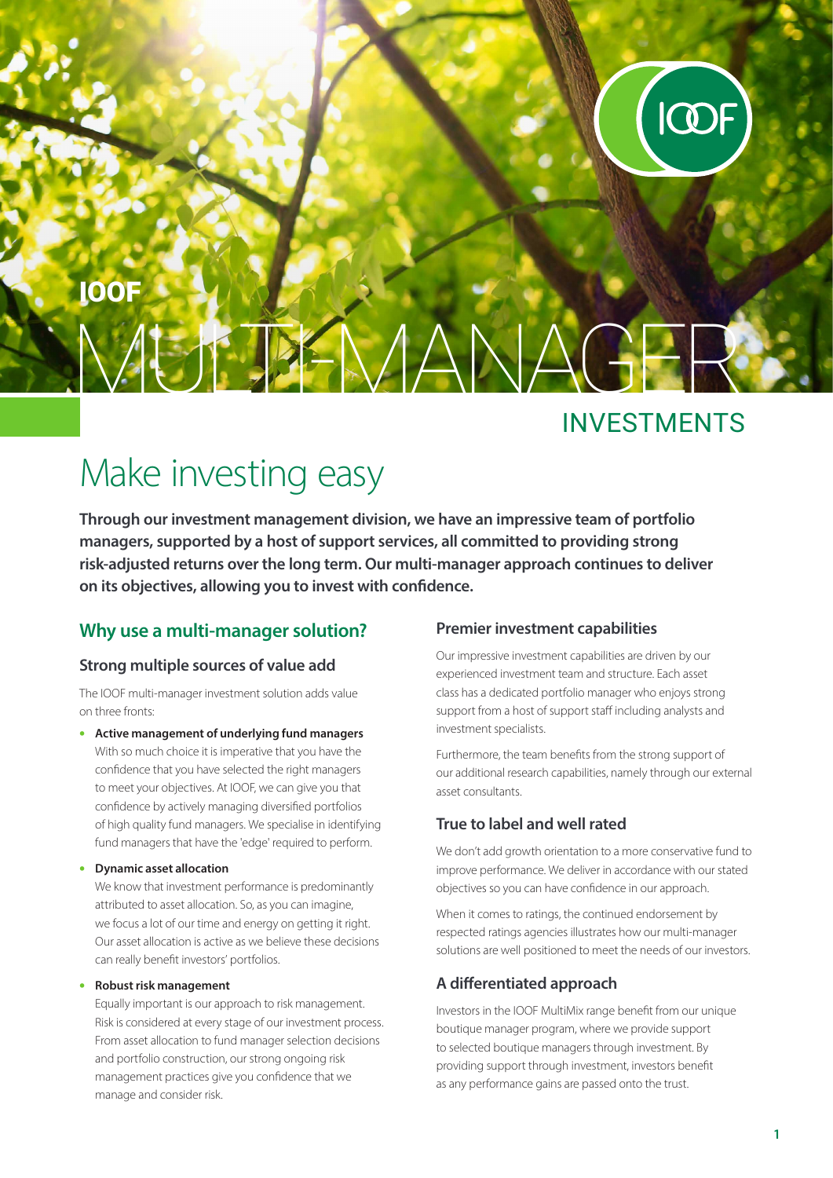IOOF

# MULTI-MANAGER INVESTMENTS

# Make investing easy

**Through our investment management division, we have an impressive team of portfolio managers, supported by a host of support services, all committed to providing strong risk-adjusted returns over the long term. Our multi-manager approach continues to deliver on its objectives, allowing you to invest with confidence.**

## Why use a multi-manager solution?

### Strong multiple sources of value add

The IOOF multi-manager investment solution adds value on three fronts:

- **Active management of underlying fund managers**
  With so much choice it is imperative that you have the confidence that you have selected the right managers to meet your objectives. At IOOF, we can give you that confidence by actively managing diversified portfolios of high quality fund managers. We specialise in identifying fund managers that have the 'edge' required to perform.

- **Dynamic asset allocation**
  We know that investment performance is predominantly attributed to asset allocation. So, as you can imagine, we focus a lot of our time and energy on getting it right. Our asset allocation is active as we believe these decisions can really benefit investors' portfolios.

- **Robust risk management**
  Equally important is our approach to risk management. Risk is considered at every stage of our investment process. From asset allocation to fund manager selection decisions and portfolio construction, our strong ongoing risk management practices give you confidence that we manage and consider risk.

### Premier investment capabilities

Our impressive investment capabilities are driven by our experienced investment team and structure. Each asset class has a dedicated portfolio manager who enjoys strong support from a host of support staff including analysts and investment specialists.

Furthermore, the team benefits from the strong support of our additional research capabilities, namely through our external asset consultants.

### True to label and well rated

We don't add growth orientation to a more conservative fund to improve performance. We deliver in accordance with our stated objectives so you can have confidence in our approach.

When it comes to ratings, the continued endorsement by respected ratings agencies illustrates how our multi-manager solutions are well positioned to meet the needs of our investors.

### A differentiated approach

Investors in the IOOF MultiMix range benefit from our unique boutique manager program, where we provide support to selected boutique managers through investment. By providing support through investment, investors benefit as any performance gains are passed onto the trust.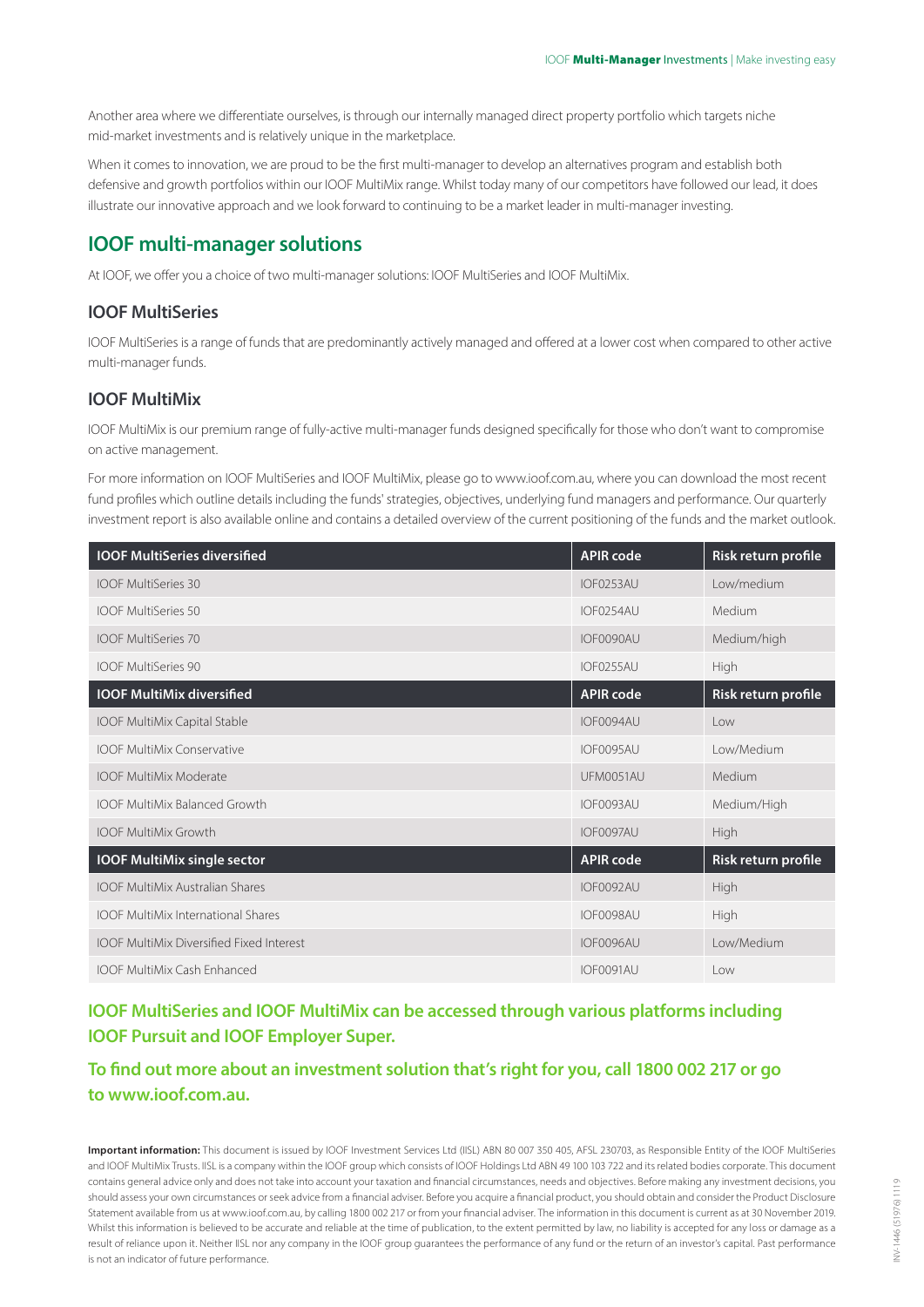Another area where we differentiate ourselves, is through our internally managed direct property portfolio which targets niche mid-market investments and is relatively unique in the marketplace.

When it comes to innovation, we are proud to be the first multi-manager to develop an alternatives program and establish both defensive and growth portfolios within our IOOF MultiMix range. Whilst today many of our competitors have followed our lead, it does illustrate our innovative approach and we look forward to continuing to be a market leader in multi-manager investing.

## IOOF multi-manager solutions

At IOOF, we offer you a choice of two multi-manager solutions: IOOF MultiSeries and IOOF MultiMix.

### IOOF MultiSeries

IOOF MultiSeries is a range of funds that are predominantly actively managed and offered at a lower cost when compared to other active multi-manager funds.

### IOOF MultiMix

IOOF MultiMix is our premium range of fully-active multi-manager funds designed specifically for those who don't want to compromise on active management.

For more information on IOOF MultiSeries and IOOF MultiMix, please go to www.ioof.com.au, where you can download the most recent fund profiles which outline details including the funds' strategies, objectives, underlying fund managers and performance. Our quarterly investment report is also available online and contains a detailed overview of the current positioning of the funds and the market outlook.

| IOOF MultiSeries diversified | APIR code | Risk return profile |
|---|---|---|
| IOOF MultiSeries 30 | IOF0253AU | Low/medium |
| IOOF MultiSeries 50 | IOF0254AU | Medium |
| IOOF MultiSeries 70 | IOF0090AU | Medium/high |
| IOOF MultiSeries 90 | IOF0255AU | High |
| **IOOF MultiMix diversified** | **APIR code** | **Risk return profile** |
| IOOF MultiMix Capital Stable | IOF0094AU | Low |
| IOOF MultiMix Conservative | IOF0095AU | Low/Medium |
| IOOF MultiMix Moderate | UFM0051AU | Medium |
| IOOF MultiMix Balanced Growth | IOF0093AU | Medium/High |
| IOOF MultiMix Growth | IOF0097AU | High |
| **IOOF MultiMix single sector** | **APIR code** | **Risk return profile** |
| IOOF MultiMix Australian Shares | IOF0092AU | High |
| IOOF MultiMix International Shares | IOF0098AU | High |
| IOOF MultiMix Diversified Fixed Interest | IOF0096AU | Low/Medium |
| IOOF MultiMix Cash Enhanced | IOF0091AU | Low |

### IOOF MultiSeries and IOOF MultiMix can be accessed through various platforms including IOOF Pursuit and IOOF Employer Super.

### To find out more about an investment solution that's right for you, call 1800 002 217 or go to www.ioof.com.au.

**Important information:** This document is issued by IOOF Investment Services Ltd (IISL) ABN 80 007 350 405, AFSL 230703, as Responsible Entity of the IOOF MultiSeries and IOOF MultiMix Trusts. IISL is a company within the IOOF group which consists of IOOF Holdings Ltd ABN 49 100 103 722 and its related bodies corporate. This document contains general advice only and does not take into account your taxation and financial circumstances, needs and objectives. Before making any investment decisions, you should assess your own circumstances or seek advice from a financial adviser. Before you acquire a financial product, you should obtain and consider the Product Disclosure Statement available from us at www.ioof.com.au, by calling 1800 002 217 or from your financial adviser. The information in this document is current as at 30 November 2019. Whilst this information is believed to be accurate and reliable at the time of publication, to the extent permitted by law, no liability is accepted for any loss or damage as a result of reliance upon it. Neither IISL nor any company in the IOOF group guarantees the performance of any fund or the return of an investor's capital. Past performance is not an indicator of future performance.

INV-1446 (51976) 1119